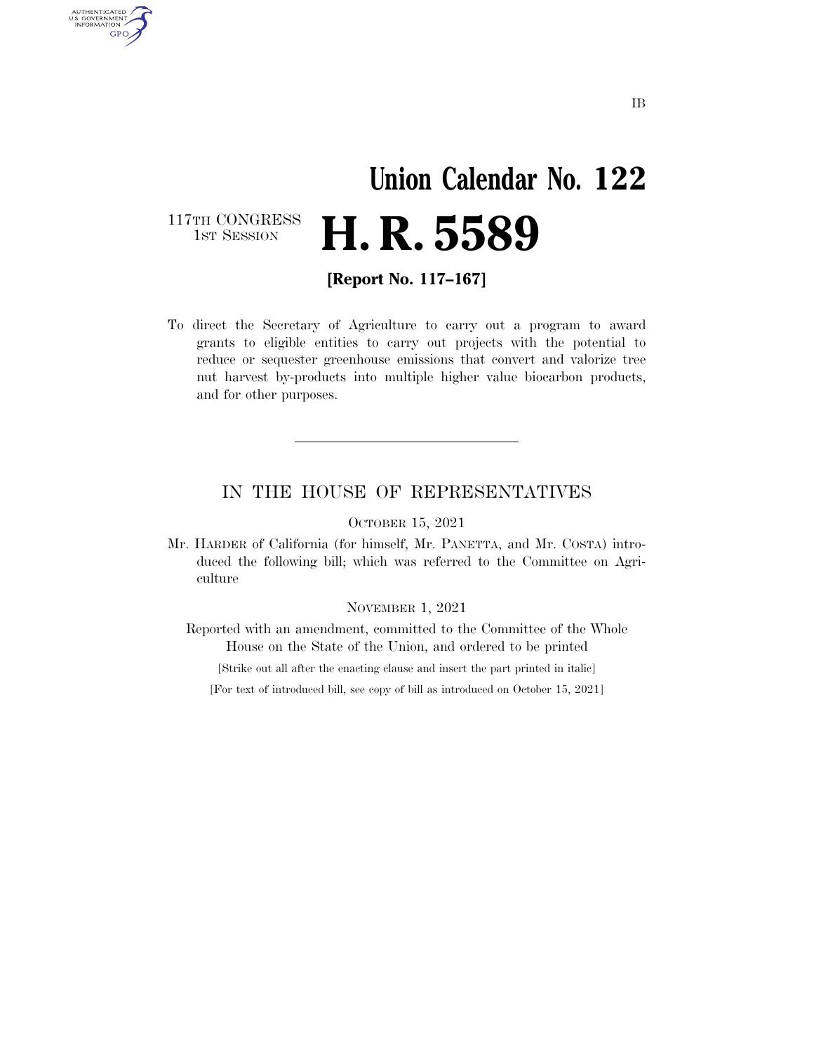IB

# Union Calendar No. 122

117TH CONGRESS
1ST SESSION

# H. R. 5589

**[Report No. 117–167]**

To direct the Secretary of Agriculture to carry out a program to award grants to eligible entities to carry out projects with the potential to reduce or sequester greenhouse emissions that convert and valorize tree nut harvest by-products into multiple higher value biocarbon products, and for other purposes.

---

## IN THE HOUSE OF REPRESENTATIVES

OCTOBER 15, 2021

Mr. HARDER of California (for himself, Mr. PANETTA, and Mr. COSTA) introduced the following bill; which was referred to the Committee on Agriculture

NOVEMBER 1, 2021

Reported with an amendment, committed to the Committee of the Whole House on the State of the Union, and ordered to be printed

[Strike out all after the enacting clause and insert the part printed in italic]

[For text of introduced bill, see copy of bill as introduced on October 15, 2021]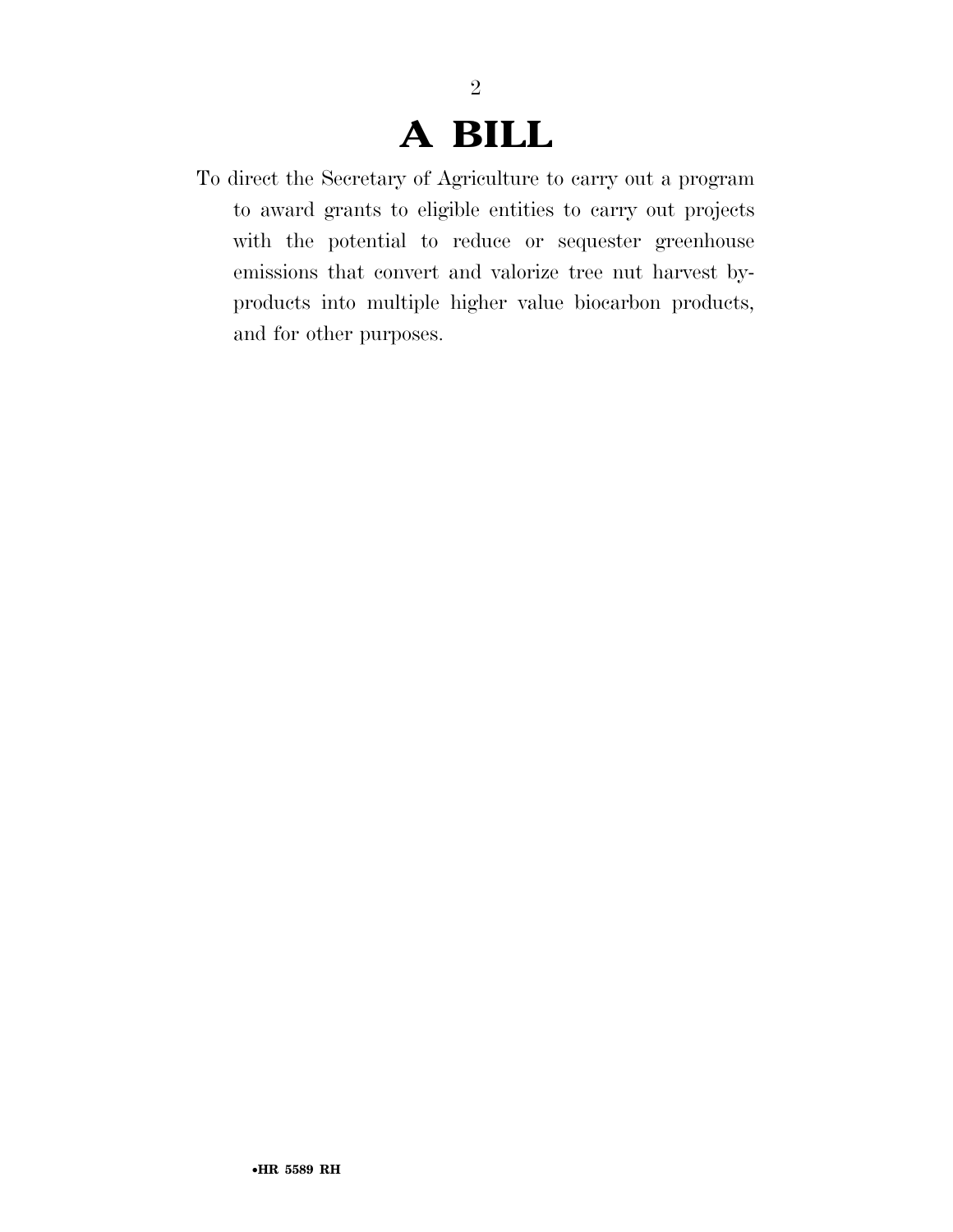# A BILL

To direct the Secretary of Agriculture to carry out a program to award grants to eligible entities to carry out projects with the potential to reduce or sequester greenhouse emissions that convert and valorize tree nut harvest by-products into multiple higher value biocarbon products, and for other purposes.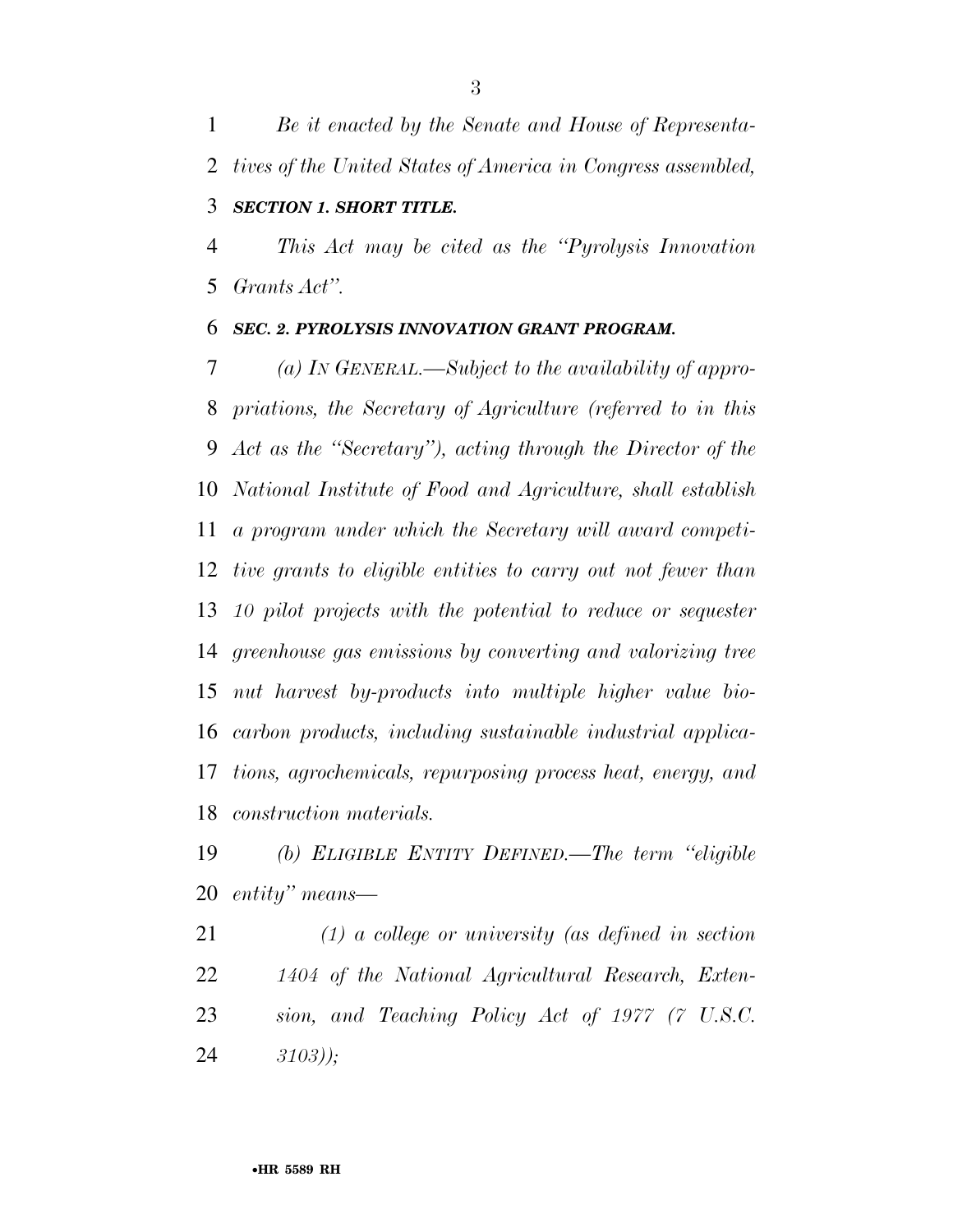*Be it enacted by the Senate and House of Representatives of the United States of America in Congress assembled,*

### ***SECTION 1. SHORT TITLE.***

*This Act may be cited as the "Pyrolysis Innovation Grants Act".*

### ***SEC. 2. PYROLYSIS INNOVATION GRANT PROGRAM.***

*(a) IN GENERAL.—Subject to the availability of appropriations, the Secretary of Agriculture (referred to in this Act as the "Secretary"), acting through the Director of the National Institute of Food and Agriculture, shall establish a program under which the Secretary will award competitive grants to eligible entities to carry out not fewer than 10 pilot projects with the potential to reduce or sequester greenhouse gas emissions by converting and valorizing tree nut harvest by-products into multiple higher value bio-carbon products, including sustainable industrial applications, agrochemicals, repurposing process heat, energy, and construction materials.*

*(b) ELIGIBLE ENTITY DEFINED.—The term "eligible entity" means—*

*(1) a college or university (as defined in section 1404 of the National Agricultural Research, Extension, and Teaching Policy Act of 1977 (7 U.S.C. 3103));*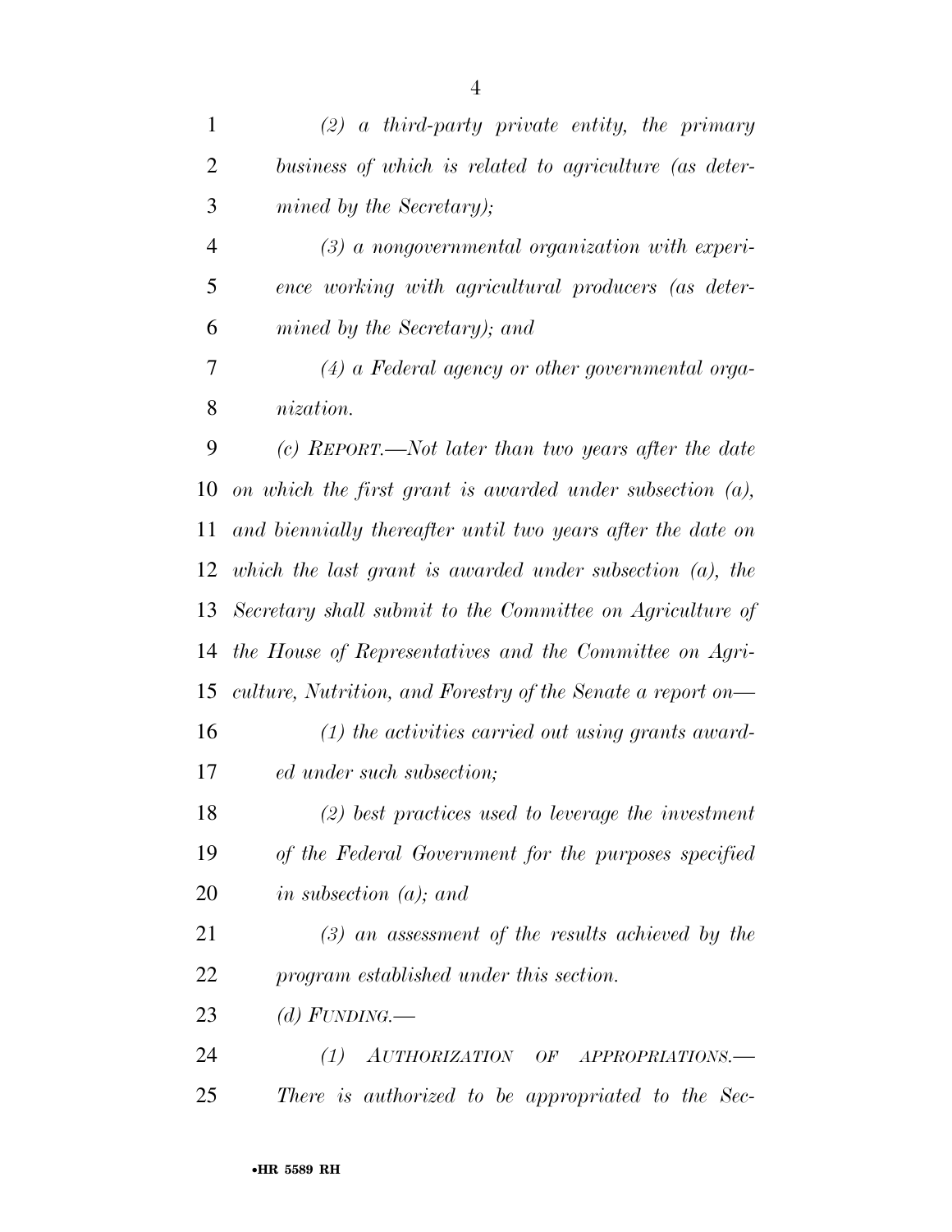*(2) a third-party private entity, the primary business of which is related to agriculture (as determined by the Secretary);*

*(3) a nongovernmental organization with experience working with agricultural producers (as determined by the Secretary); and*

*(4) a Federal agency or other governmental organization.*

*(c) REPORT.—Not later than two years after the date on which the first grant is awarded under subsection (a), and biennially thereafter until two years after the date on which the last grant is awarded under subsection (a), the Secretary shall submit to the Committee on Agriculture of the House of Representatives and the Committee on Agriculture, Nutrition, and Forestry of the Senate a report on—*

*(1) the activities carried out using grants awarded under such subsection;*

*(2) best practices used to leverage the investment of the Federal Government for the purposes specified in subsection (a); and*

*(3) an assessment of the results achieved by the program established under this section.*

*(d) FUNDING.—*

*(1) AUTHORIZATION OF APPROPRIATIONS.—There is authorized to be appropriated to the Sec-*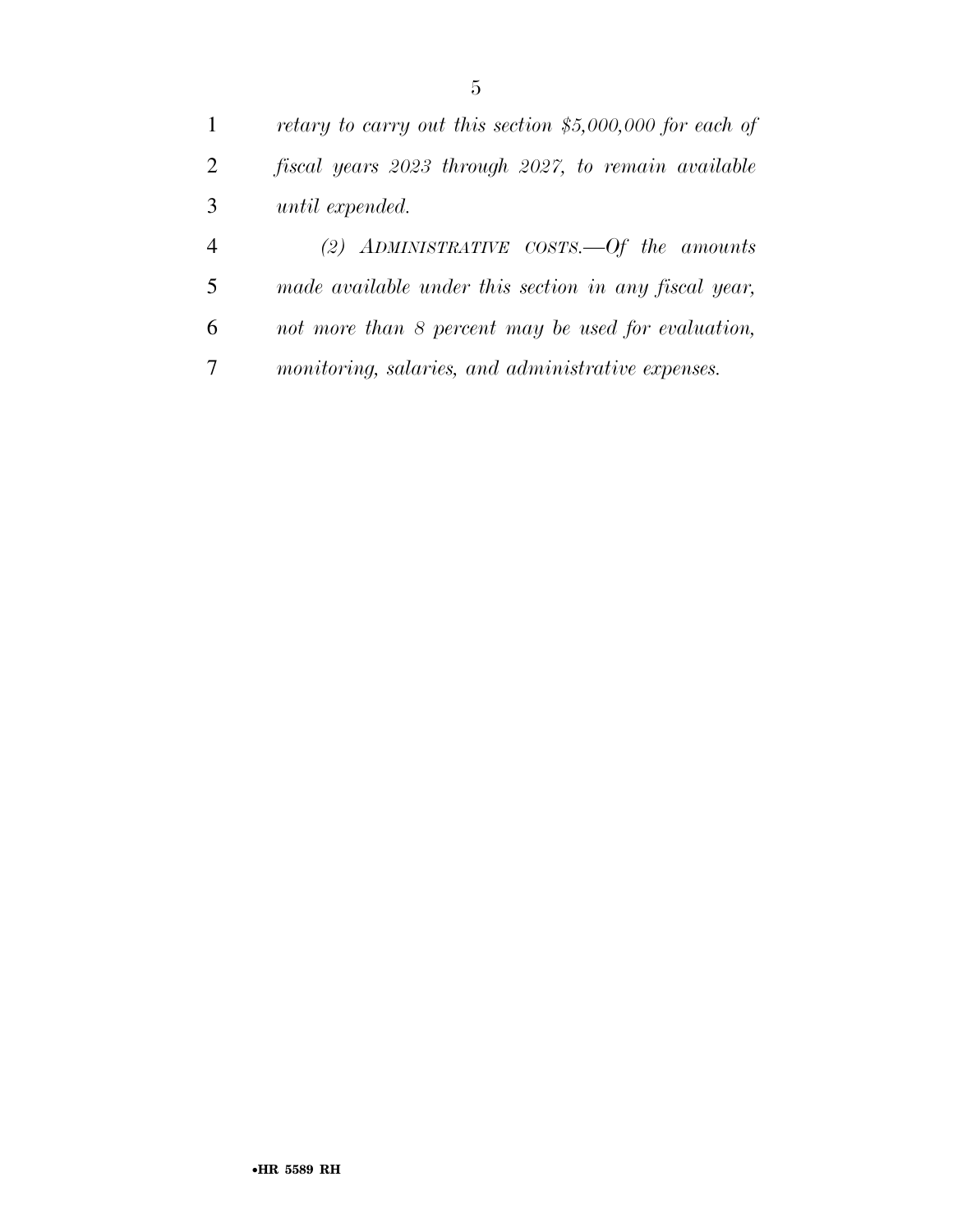*retary to carry out this section $5,000,000 for each of fiscal years 2023 through 2027, to remain available until expended.*

*(2) ADMINISTRATIVE COSTS.—Of the amounts made available under this section in any fiscal year, not more than 8 percent may be used for evaluation, monitoring, salaries, and administrative expenses.*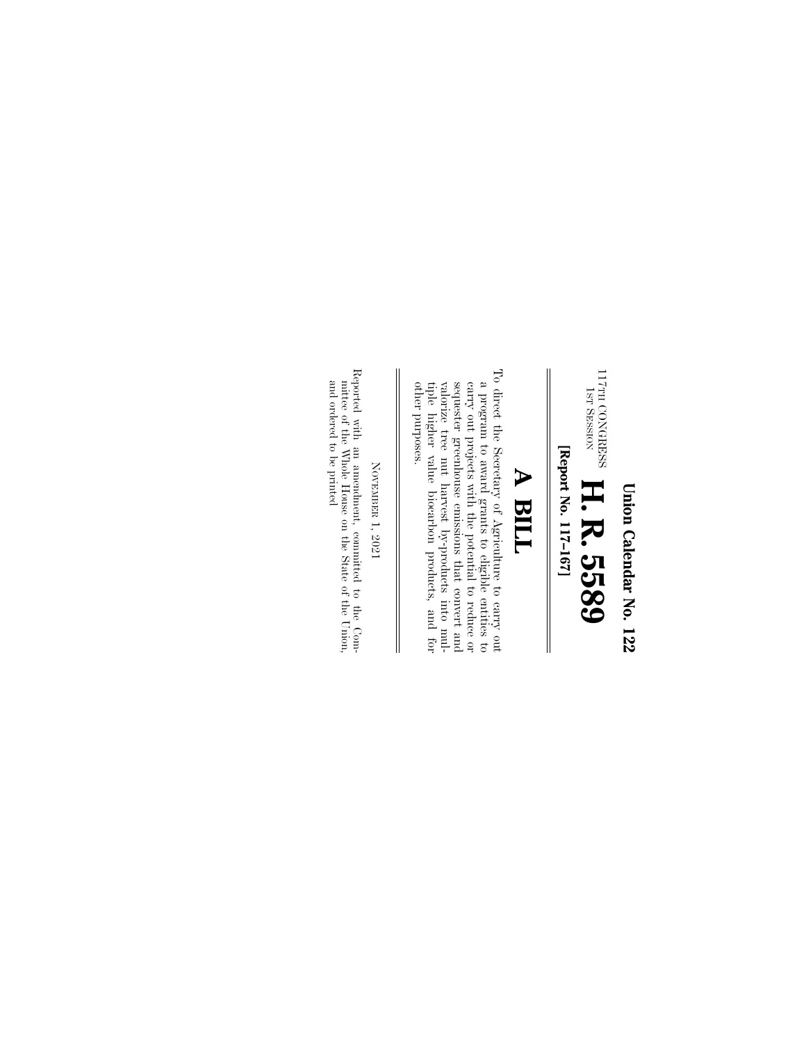**Union Calendar No. 122**

117TH CONGRESS
1ST SESSION

# H. R. 5589

**[Report No. 117–167]**

# A BILL

To direct the Secretary of Agriculture to carry out a program to award grants to eligible entities to carry out projects with the potential to reduce or sequester greenhouse emissions that convert and valorize tree nut harvest by-products into multiple higher value biocarbon products, and for other purposes.

NOVEMBER 1, 2021

Reported with an amendment, committed to the Committee of the Whole House on the State of the Union, and ordered to be printed